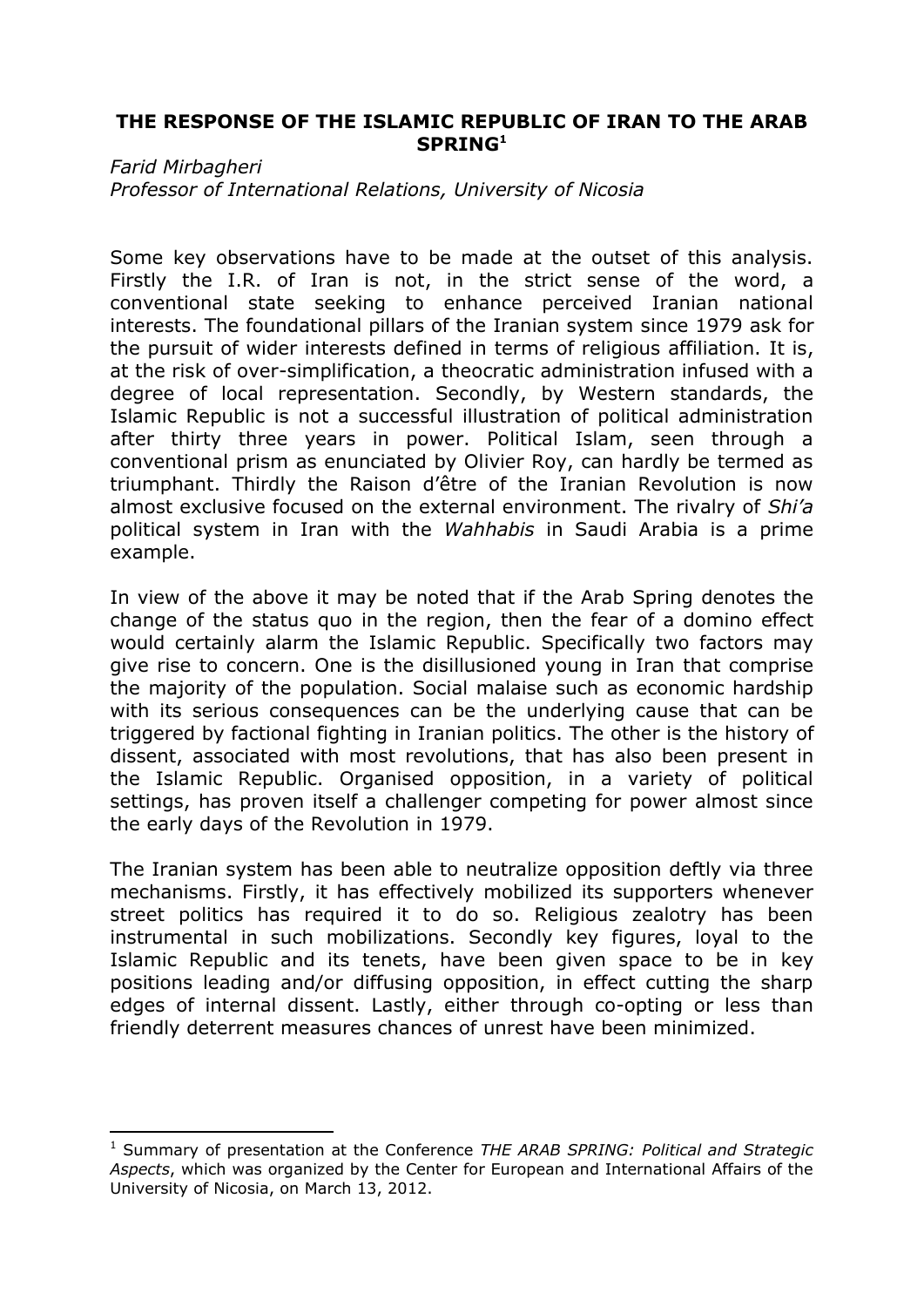**THE RESPONSE OF THE ISLAMIC REPUBLIC OF IRAN TO THE ARAB SPRING**[1]

*Farid Mirbagheri*
*Professor of International Relations, University of Nicosia*

Some key observations have to be made at the outset of this analysis. Firstly the I.R. of Iran is not, in the strict sense of the word, a conventional state seeking to enhance perceived Iranian national interests. The foundational pillars of the Iranian system since 1979 ask for the pursuit of wider interests defined in terms of religious affiliation. It is, at the risk of over-simplification, a theocratic administration infused with a degree of local representation. Secondly, by Western standards, the Islamic Republic is not a successful illustration of political administration after thirty three years in power. Political Islam, seen through a conventional prism as enunciated by Olivier Roy, can hardly be termed as triumphant. Thirdly the Raison d'être of the Iranian Revolution is now almost exclusive focused on the external environment. The rivalry of *Shi'a* political system in Iran with the *Wahhabis* in Saudi Arabia is a prime example.

In view of the above it may be noted that if the Arab Spring denotes the change of the status quo in the region, then the fear of a domino effect would certainly alarm the Islamic Republic. Specifically two factors may give rise to concern. One is the disillusioned young in Iran that comprise the majority of the population. Social malaise such as economic hardship with its serious consequences can be the underlying cause that can be triggered by factional fighting in Iranian politics. The other is the history of dissent, associated with most revolutions, that has also been present in the Islamic Republic. Organised opposition, in a variety of political settings, has proven itself a challenger competing for power almost since the early days of the Revolution in 1979.

The Iranian system has been able to neutralize opposition deftly via three mechanisms. Firstly, it has effectively mobilized its supporters whenever street politics has required it to do so. Religious zealotry has been instrumental in such mobilizations. Secondly key figures, loyal to the Islamic Republic and its tenets, have been given space to be in key positions leading and/or diffusing opposition, in effect cutting the sharp edges of internal dissent. Lastly, either through co-opting or less than friendly deterrent measures chances of unrest have been minimized.

[1] Summary of presentation at the Conference *THE ARAB SPRING: Political and Strategic Aspects*, which was organized by the Center for European and International Affairs of the University of Nicosia, on March 13, 2012.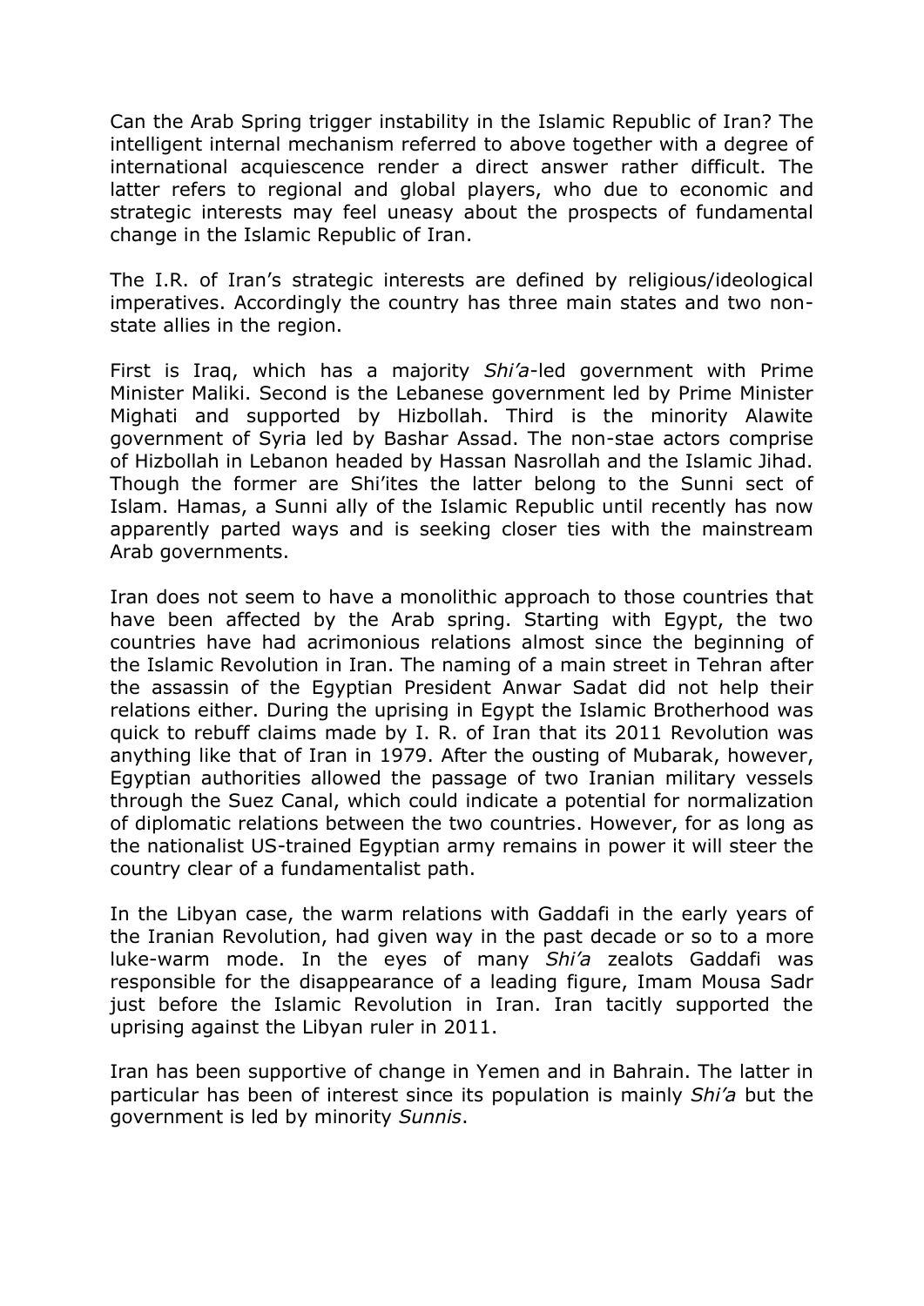Can the Arab Spring trigger instability in the Islamic Republic of Iran? The intelligent internal mechanism referred to above together with a degree of international acquiescence render a direct answer rather difficult. The latter refers to regional and global players, who due to economic and strategic interests may feel uneasy about the prospects of fundamental change in the Islamic Republic of Iran.

The I.R. of Iran's strategic interests are defined by religious/ideological imperatives. Accordingly the country has three main states and two non-state allies in the region.

First is Iraq, which has a majority *Shi'a*-led government with Prime Minister Maliki. Second is the Lebanese government led by Prime Minister Mighati and supported by Hizbollah. Third is the minority Alawite government of Syria led by Bashar Assad. The non-stae actors comprise of Hizbollah in Lebanon headed by Hassan Nasrollah and the Islamic Jihad. Though the former are Shi'ites the latter belong to the Sunni sect of Islam. Hamas, a Sunni ally of the Islamic Republic until recently has now apparently parted ways and is seeking closer ties with the mainstream Arab governments.

Iran does not seem to have a monolithic approach to those countries that have been affected by the Arab spring. Starting with Egypt, the two countries have had acrimonious relations almost since the beginning of the Islamic Revolution in Iran. The naming of a main street in Tehran after the assassin of the Egyptian President Anwar Sadat did not help their relations either. During the uprising in Egypt the Islamic Brotherhood was quick to rebuff claims made by I. R. of Iran that its 2011 Revolution was anything like that of Iran in 1979. After the ousting of Mubarak, however, Egyptian authorities allowed the passage of two Iranian military vessels through the Suez Canal, which could indicate a potential for normalization of diplomatic relations between the two countries. However, for as long as the nationalist US-trained Egyptian army remains in power it will steer the country clear of a fundamentalist path.

In the Libyan case, the warm relations with Gaddafi in the early years of the Iranian Revolution, had given way in the past decade or so to a more luke-warm mode. In the eyes of many *Shi'a* zealots Gaddafi was responsible for the disappearance of a leading figure, Imam Mousa Sadr just before the Islamic Revolution in Iran. Iran tacitly supported the uprising against the Libyan ruler in 2011.

Iran has been supportive of change in Yemen and in Bahrain. The latter in particular has been of interest since its population is mainly *Shi'a* but the government is led by minority *Sunnis*.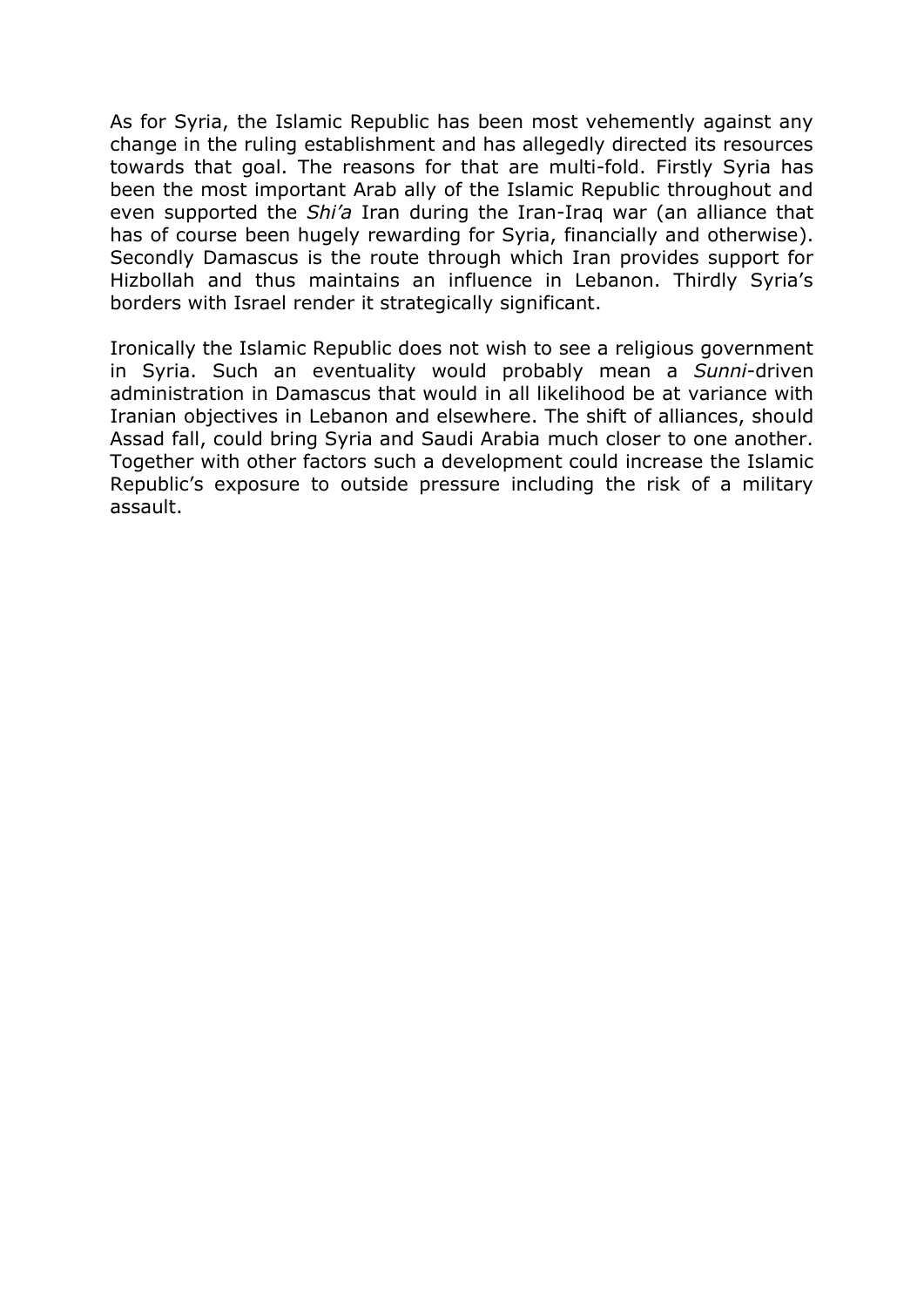As for Syria, the Islamic Republic has been most vehemently against any change in the ruling establishment and has allegedly directed its resources towards that goal. The reasons for that are multi-fold. Firstly Syria has been the most important Arab ally of the Islamic Republic throughout and even supported the *Shi'a* Iran during the Iran-Iraq war (an alliance that has of course been hugely rewarding for Syria, financially and otherwise). Secondly Damascus is the route through which Iran provides support for Hizbollah and thus maintains an influence in Lebanon. Thirdly Syria's borders with Israel render it strategically significant.

Ironically the Islamic Republic does not wish to see a religious government in Syria. Such an eventuality would probably mean a *Sunni*-driven administration in Damascus that would in all likelihood be at variance with Iranian objectives in Lebanon and elsewhere. The shift of alliances, should Assad fall, could bring Syria and Saudi Arabia much closer to one another. Together with other factors such a development could increase the Islamic Republic's exposure to outside pressure including the risk of a military assault.